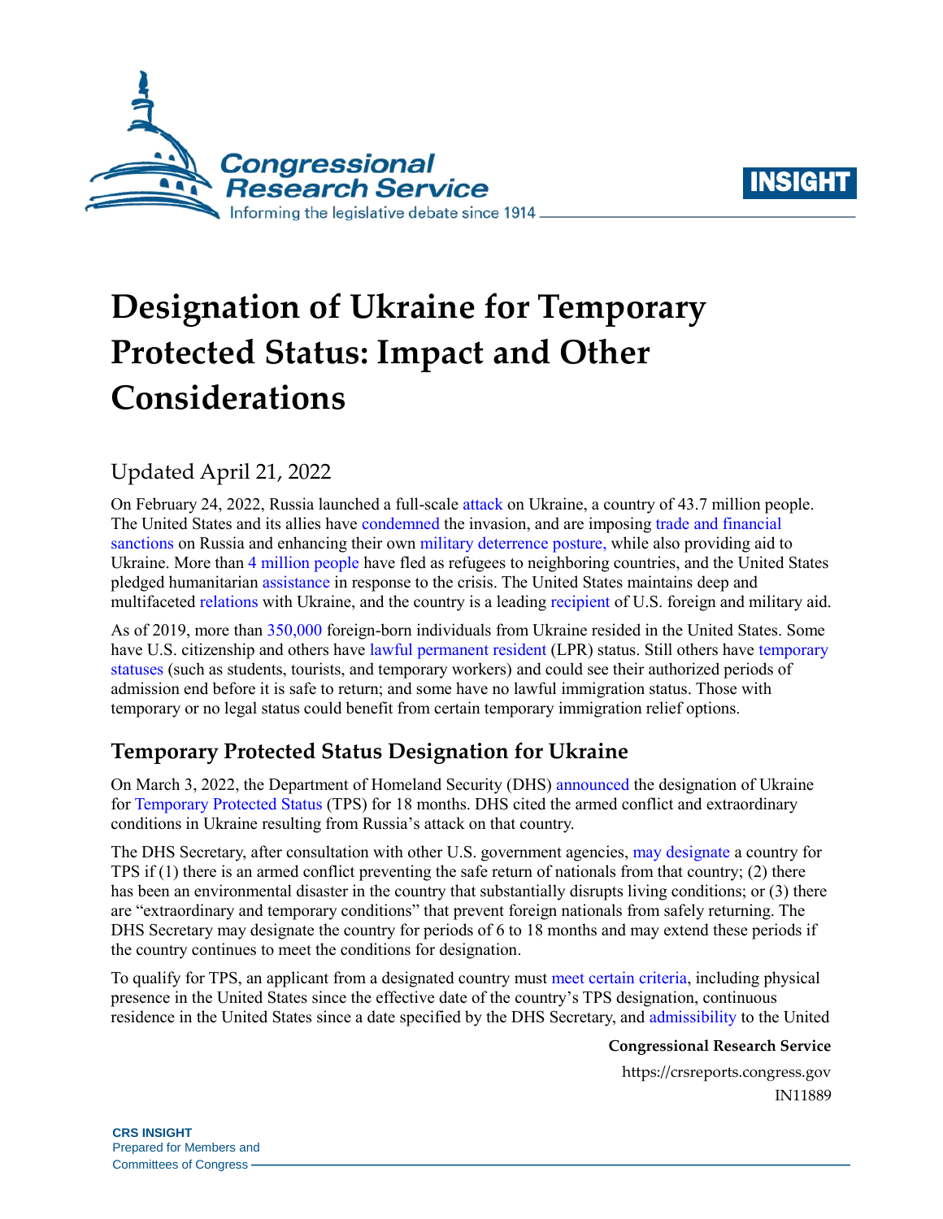# Designation of Ukraine for Temporary Protected Status: Impact and Other Considerations

Updated April 21, 2022

On February 24, 2022, Russia launched a full-scale attack on Ukraine, a country of 43.7 million people. The United States and its allies have condemned the invasion, and are imposing trade and financial sanctions on Russia and enhancing their own military deterrence posture, while also providing aid to Ukraine. More than 4 million people have fled as refugees to neighboring countries, and the United States pledged humanitarian assistance in response to the crisis. The United States maintains deep and multifaceted relations with Ukraine, and the country is a leading recipient of U.S. foreign and military aid.

As of 2019, more than 350,000 foreign-born individuals from Ukraine resided in the United States. Some have U.S. citizenship and others have lawful permanent resident (LPR) status. Still others have temporary statuses (such as students, tourists, and temporary workers) and could see their authorized periods of admission end before it is safe to return; and some have no lawful immigration status. Those with temporary or no legal status could benefit from certain temporary immigration relief options.

## Temporary Protected Status Designation for Ukraine

On March 3, 2022, the Department of Homeland Security (DHS) announced the designation of Ukraine for Temporary Protected Status (TPS) for 18 months. DHS cited the armed conflict and extraordinary conditions in Ukraine resulting from Russia's attack on that country.

The DHS Secretary, after consultation with other U.S. government agencies, may designate a country for TPS if (1) there is an armed conflict preventing the safe return of nationals from that country; (2) there has been an environmental disaster in the country that substantially disrupts living conditions; or (3) there are "extraordinary and temporary conditions" that prevent foreign nationals from safely returning. The DHS Secretary may designate the country for periods of 6 to 18 months and may extend these periods if the country continues to meet the conditions for designation.

To qualify for TPS, an applicant from a designated country must meet certain criteria, including physical presence in the United States since the effective date of the country's TPS designation, continuous residence in the United States since a date specified by the DHS Secretary, and admissibility to the United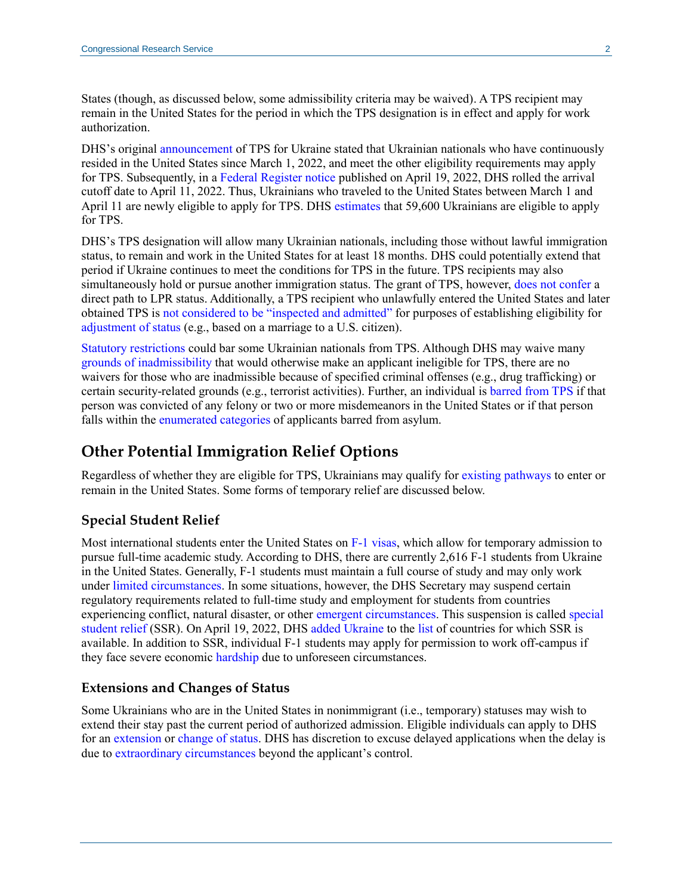States (though, as discussed below, some admissibility criteria may be waived). A TPS recipient may remain in the United States for the period in which the TPS designation is in effect and apply for work authorization.

DHS's original announcement of TPS for Ukraine stated that Ukrainian nationals who have continuously resided in the United States since March 1, 2022, and meet the other eligibility requirements may apply for TPS. Subsequently, in a Federal Register notice published on April 19, 2022, DHS rolled the arrival cutoff date to April 11, 2022. Thus, Ukrainians who traveled to the United States between March 1 and April 11 are newly eligible to apply for TPS. DHS estimates that 59,600 Ukrainians are eligible to apply for TPS.

DHS's TPS designation will allow many Ukrainian nationals, including those without lawful immigration status, to remain and work in the United States for at least 18 months. DHS could potentially extend that period if Ukraine continues to meet the conditions for TPS in the future. TPS recipients may also simultaneously hold or pursue another immigration status. The grant of TPS, however, does not confer a direct path to LPR status. Additionally, a TPS recipient who unlawfully entered the United States and later obtained TPS is not considered to be "inspected and admitted" for purposes of establishing eligibility for adjustment of status (e.g., based on a marriage to a U.S. citizen).

Statutory restrictions could bar some Ukrainian nationals from TPS. Although DHS may waive many grounds of inadmissibility that would otherwise make an applicant ineligible for TPS, there are no waivers for those who are inadmissible because of specified criminal offenses (e.g., drug trafficking) or certain security-related grounds (e.g., terrorist activities). Further, an individual is barred from TPS if that person was convicted of any felony or two or more misdemeanors in the United States or if that person falls within the enumerated categories of applicants barred from asylum.

## Other Potential Immigration Relief Options

Regardless of whether they are eligible for TPS, Ukrainians may qualify for existing pathways to enter or remain in the United States. Some forms of temporary relief are discussed below.

### Special Student Relief

Most international students enter the United States on F-1 visas, which allow for temporary admission to pursue full-time academic study. According to DHS, there are currently 2,616 F-1 students from Ukraine in the United States. Generally, F-1 students must maintain a full course of study and may only work under limited circumstances. In some situations, however, the DHS Secretary may suspend certain regulatory requirements related to full-time study and employment for students from countries experiencing conflict, natural disaster, or other emergent circumstances. This suspension is called special student relief (SSR). On April 19, 2022, DHS added Ukraine to the list of countries for which SSR is available. In addition to SSR, individual F-1 students may apply for permission to work off-campus if they face severe economic hardship due to unforeseen circumstances.

### Extensions and Changes of Status

Some Ukrainians who are in the United States in nonimmigrant (i.e., temporary) statuses may wish to extend their stay past the current period of authorized admission. Eligible individuals can apply to DHS for an extension or change of status. DHS has discretion to excuse delayed applications when the delay is due to extraordinary circumstances beyond the applicant's control.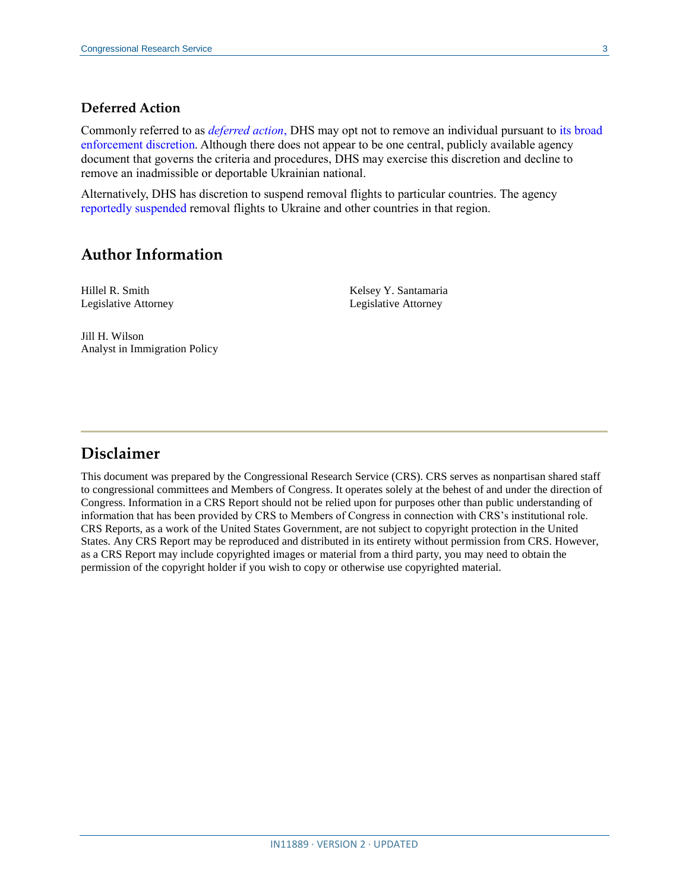## Deferred Action

Commonly referred to as *deferred action*, DHS may opt not to remove an individual pursuant to its broad enforcement discretion. Although there does not appear to be one central, publicly available agency document that governs the criteria and procedures, DHS may exercise this discretion and decline to remove an inadmissible or deportable Ukrainian national.

Alternatively, DHS has discretion to suspend removal flights to particular countries. The agency reportedly suspended removal flights to Ukraine and other countries in that region.

# Author Information

Hillel R. Smith
Legislative Attorney

Kelsey Y. Santamaria
Legislative Attorney

Jill H. Wilson
Analyst in Immigration Policy

# Disclaimer

This document was prepared by the Congressional Research Service (CRS). CRS serves as nonpartisan shared staff to congressional committees and Members of Congress. It operates solely at the behest of and under the direction of Congress. Information in a CRS Report should not be relied upon for purposes other than public understanding of information that has been provided by CRS to Members of Congress in connection with CRS's institutional role. CRS Reports, as a work of the United States Government, are not subject to copyright protection in the United States. Any CRS Report may be reproduced and distributed in its entirety without permission from CRS. However, as a CRS Report may include copyrighted images or material from a third party, you may need to obtain the permission of the copyright holder if you wish to copy or otherwise use copyrighted material.